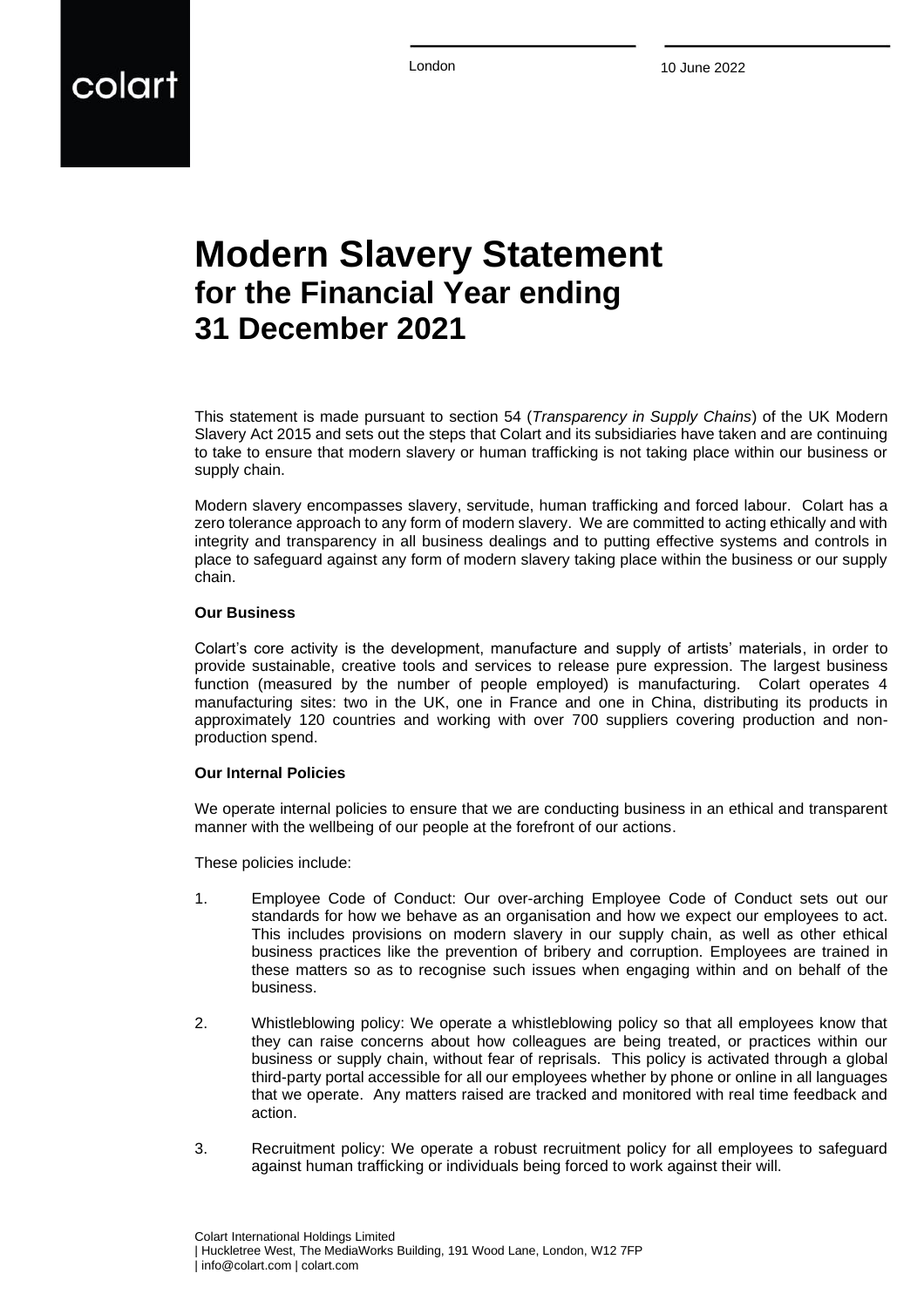colart

London

10 June 2022

# Modern Slavery Statement
## for the Financial Year ending 31 December 2021

This statement is made pursuant to section 54 (*Transparency in Supply Chains*) of the UK Modern Slavery Act 2015 and sets out the steps that Colart and its subsidiaries have taken and are continuing to take to ensure that modern slavery or human trafficking is not taking place within our business or supply chain.

Modern slavery encompasses slavery, servitude, human trafficking and forced labour. Colart has a zero tolerance approach to any form of modern slavery. We are committed to acting ethically and with integrity and transparency in all business dealings and to putting effective systems and controls in place to safeguard against any form of modern slavery taking place within the business or our supply chain.

**Our Business**

Colart's core activity is the development, manufacture and supply of artists' materials, in order to provide sustainable, creative tools and services to release pure expression. The largest business function (measured by the number of people employed) is manufacturing. Colart operates 4 manufacturing sites: two in the UK, one in France and one in China, distributing its products in approximately 120 countries and working with over 700 suppliers covering production and non-production spend.

**Our Internal Policies**

We operate internal policies to ensure that we are conducting business in an ethical and transparent manner with the wellbeing of our people at the forefront of our actions.

These policies include:

1. Employee Code of Conduct: Our over-arching Employee Code of Conduct sets out our standards for how we behave as an organisation and how we expect our employees to act. This includes provisions on modern slavery in our supply chain, as well as other ethical business practices like the prevention of bribery and corruption. Employees are trained in these matters so as to recognise such issues when engaging within and on behalf of the business.

2. Whistleblowing policy: We operate a whistleblowing policy so that all employees know that they can raise concerns about how colleagues are being treated, or practices within our business or supply chain, without fear of reprisals. This policy is activated through a global third-party portal accessible for all our employees whether by phone or online in all languages that we operate. Any matters raised are tracked and monitored with real time feedback and action.

3. Recruitment policy: We operate a robust recruitment policy for all employees to safeguard against human trafficking or individuals being forced to work against their will.

Colart International Holdings Limited
| Huckletree West, The MediaWorks Building, 191 Wood Lane, London, W12 7FP
| info@colart.com | colart.com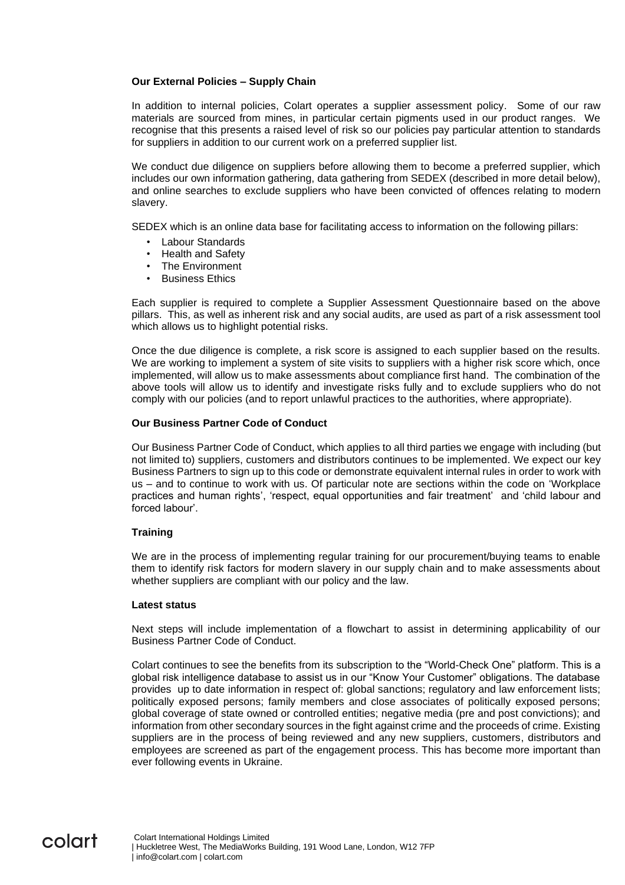**Our External Policies – Supply Chain**

In addition to internal policies, Colart operates a supplier assessment policy. Some of our raw materials are sourced from mines, in particular certain pigments used in our product ranges. We recognise that this presents a raised level of risk so our policies pay particular attention to standards for suppliers in addition to our current work on a preferred supplier list.

We conduct due diligence on suppliers before allowing them to become a preferred supplier, which includes our own information gathering, data gathering from SEDEX (described in more detail below), and online searches to exclude suppliers who have been convicted of offences relating to modern slavery.

SEDEX which is an online data base for facilitating access to information on the following pillars:

- Labour Standards
- Health and Safety
- The Environment
- Business Ethics

Each supplier is required to complete a Supplier Assessment Questionnaire based on the above pillars. This, as well as inherent risk and any social audits, are used as part of a risk assessment tool which allows us to highlight potential risks.

Once the due diligence is complete, a risk score is assigned to each supplier based on the results. We are working to implement a system of site visits to suppliers with a higher risk score which, once implemented, will allow us to make assessments about compliance first hand. The combination of the above tools will allow us to identify and investigate risks fully and to exclude suppliers who do not comply with our policies (and to report unlawful practices to the authorities, where appropriate).

**Our Business Partner Code of Conduct**

Our Business Partner Code of Conduct, which applies to all third parties we engage with including (but not limited to) suppliers, customers and distributors continues to be implemented. We expect our key Business Partners to sign up to this code or demonstrate equivalent internal rules in order to work with us – and to continue to work with us. Of particular note are sections within the code on 'Workplace practices and human rights', 'respect, equal opportunities and fair treatment' and 'child labour and forced labour'.

**Training**

We are in the process of implementing regular training for our procurement/buying teams to enable them to identify risk factors for modern slavery in our supply chain and to make assessments about whether suppliers are compliant with our policy and the law.

**Latest status**

Next steps will include implementation of a flowchart to assist in determining applicability of our Business Partner Code of Conduct.

Colart continues to see the benefits from its subscription to the "World-Check One" platform. This is a global risk intelligence database to assist us in our "Know Your Customer" obligations. The database provides up to date information in respect of: global sanctions; regulatory and law enforcement lists; politically exposed persons; family members and close associates of politically exposed persons; global coverage of state owned or controlled entities; negative media (pre and post convictions); and information from other secondary sources in the fight against crime and the proceeds of crime. Existing suppliers are in the process of being reviewed and any new suppliers, customers, distributors and employees are screened as part of the engagement process. This has become more important than ever following events in Ukraine.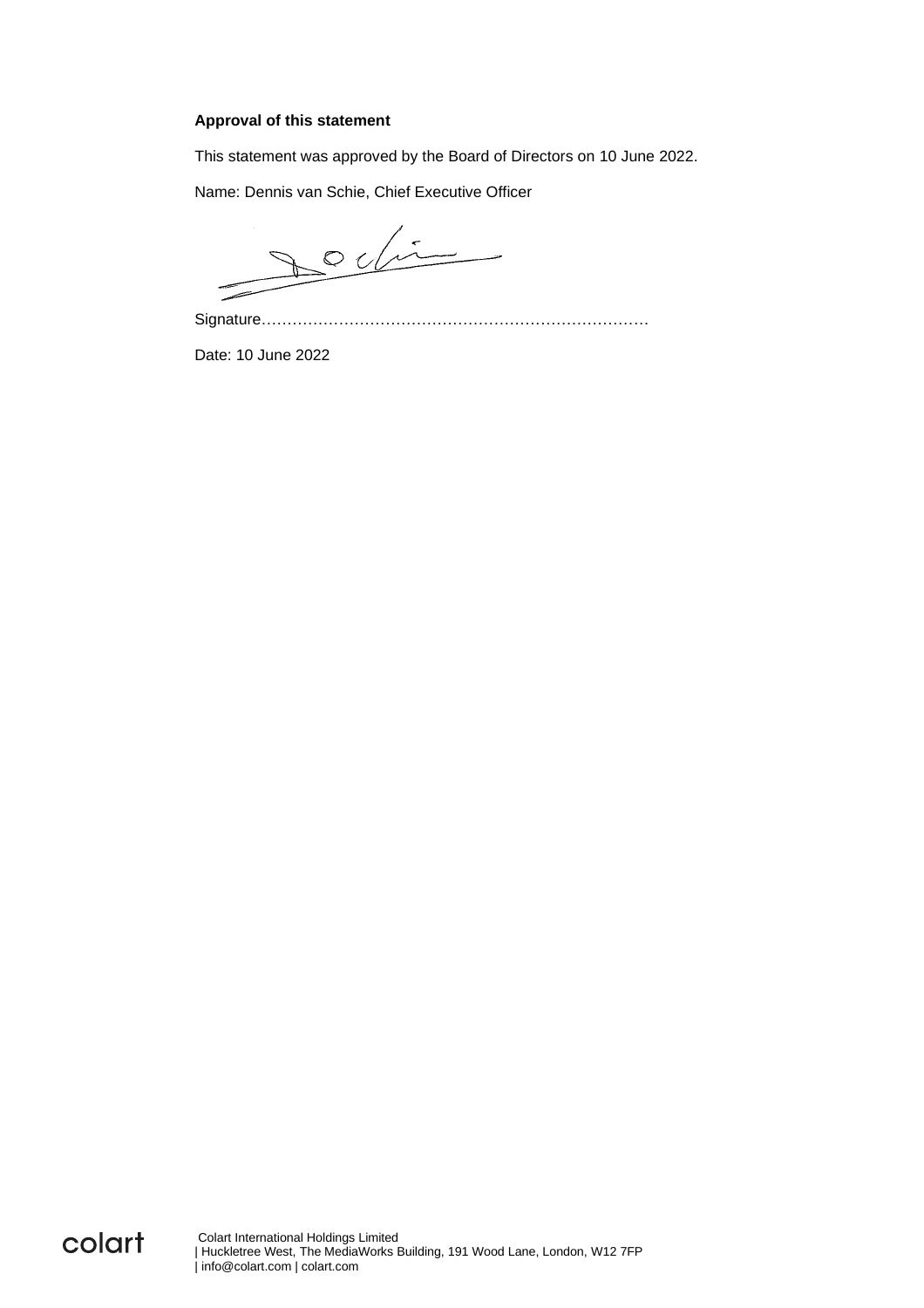**Approval of this statement**

This statement was approved by the Board of Directors on 10 June 2022.

Name: Dennis van Schie, Chief Executive Officer

Signature…………………………………………………………………

Date: 10 June 2022

colart

Colart International Holdings Limited
| Huckletree West, The MediaWorks Building, 191 Wood Lane, London, W12 7FP
| info@colart.com | colart.com